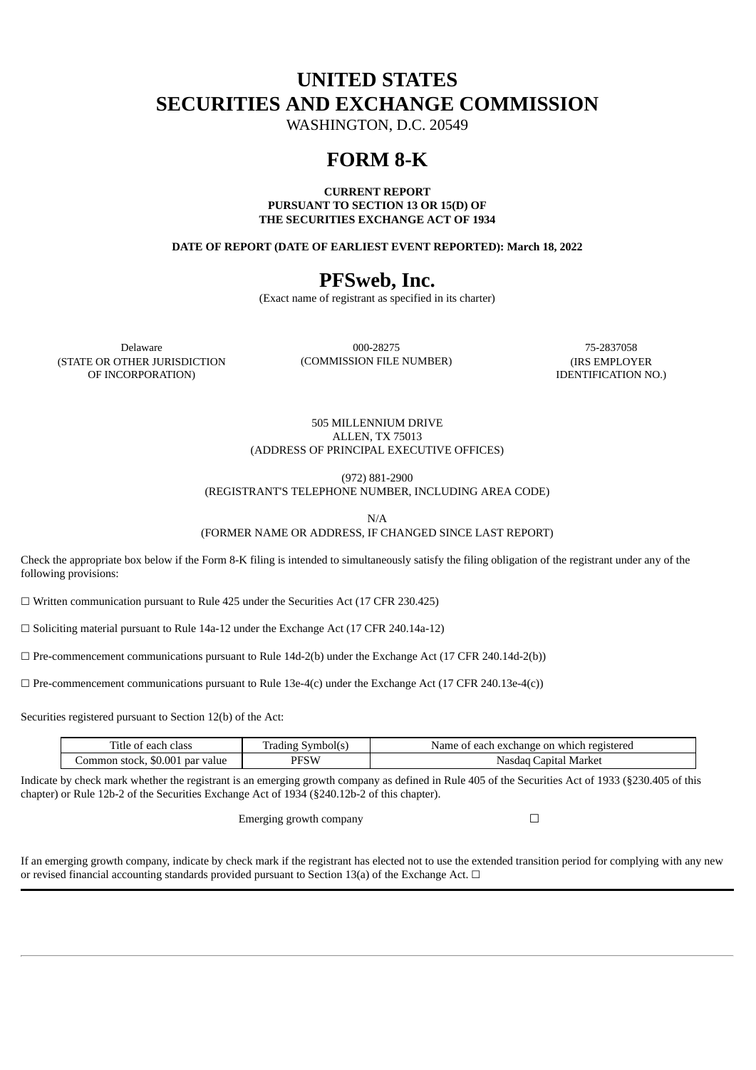# UNITED STATES
# SECURITIES AND EXCHANGE COMMISSION

WASHINGTON, D.C. 20549

# FORM 8-K

**CURRENT REPORT**
**PURSUANT TO SECTION 13 OR 15(D) OF**
**THE SECURITIES EXCHANGE ACT OF 1934**

**DATE OF REPORT (DATE OF EARLIEST EVENT REPORTED): March 18, 2022**

# PFSweb, Inc.

(Exact name of registrant as specified in its charter)

| Delaware | 000-28275 | 75-2837058 |
|---|---|---|
| (STATE OR OTHER JURISDICTION OF INCORPORATION) | (COMMISSION FILE NUMBER) | (IRS EMPLOYER IDENTIFICATION NO.) |

505 MILLENNIUM DRIVE
ALLEN, TX 75013
(ADDRESS OF PRINCIPAL EXECUTIVE OFFICES)

(972) 881-2900
(REGISTRANT'S TELEPHONE NUMBER, INCLUDING AREA CODE)

N/A
(FORMER NAME OR ADDRESS, IF CHANGED SINCE LAST REPORT)

Check the appropriate box below if the Form 8-K filing is intended to simultaneously satisfy the filing obligation of the registrant under any of the following provisions:

☐ Written communication pursuant to Rule 425 under the Securities Act (17 CFR 230.425)

☐ Soliciting material pursuant to Rule 14a-12 under the Exchange Act (17 CFR 240.14a-12)

☐ Pre-commencement communications pursuant to Rule 14d-2(b) under the Exchange Act (17 CFR 240.14d-2(b))

☐ Pre-commencement communications pursuant to Rule 13e-4(c) under the Exchange Act (17 CFR 240.13e-4(c))

Securities registered pursuant to Section 12(b) of the Act:

| Title of each class | Trading Symbol(s) | Name of each exchange on which registered |
|---|---|---|
| Common stock, $0.001 par value | PFSW | Nasdaq Capital Market |

Indicate by check mark whether the registrant is an emerging growth company as defined in Rule 405 of the Securities Act of 1933 (§230.405 of this chapter) or Rule 12b-2 of the Securities Exchange Act of 1934 (§240.12b-2 of this chapter).

Emerging growth company ☐

If an emerging growth company, indicate by check mark if the registrant has elected not to use the extended transition period for complying with any new or revised financial accounting standards provided pursuant to Section 13(a) of the Exchange Act. ☐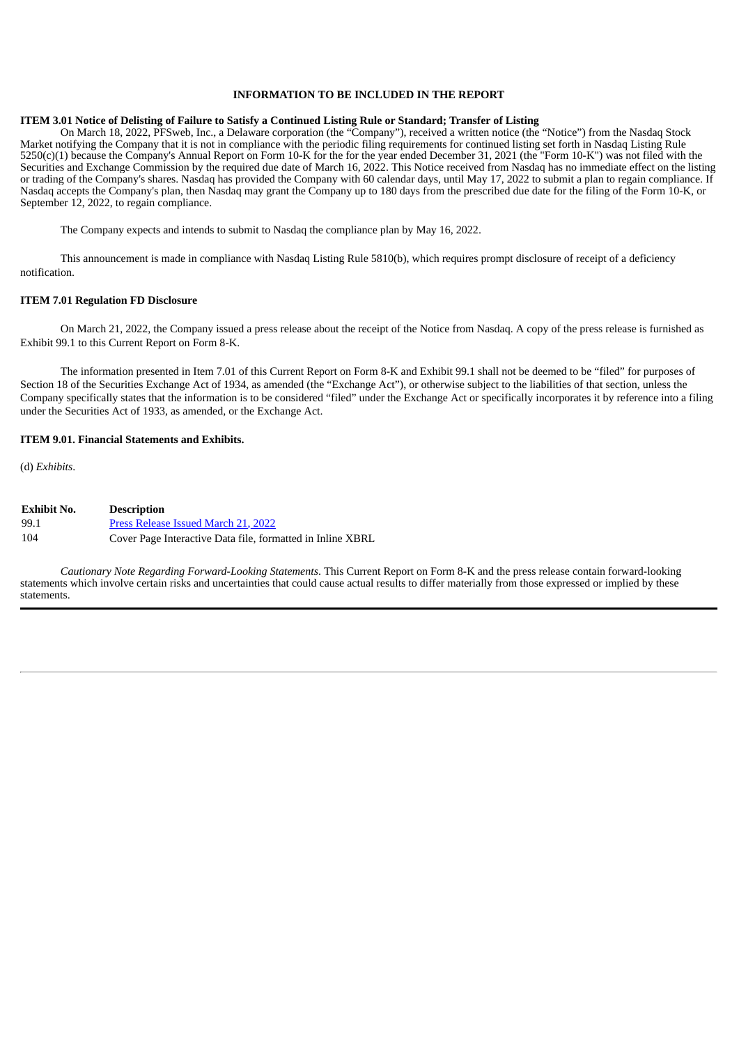**INFORMATION TO BE INCLUDED IN THE REPORT**

**ITEM 3.01 Notice of Delisting of Failure to Satisfy a Continued Listing Rule or Standard; Transfer of Listing**

On March 18, 2022, PFSweb, Inc., a Delaware corporation (the "Company"), received a written notice (the "Notice") from the Nasdaq Stock Market notifying the Company that it is not in compliance with the periodic filing requirements for continued listing set forth in Nasdaq Listing Rule 5250(c)(1) because the Company's Annual Report on Form 10-K for the for the year ended December 31, 2021 (the "Form 10-K") was not filed with the Securities and Exchange Commission by the required due date of March 16, 2022. This Notice received from Nasdaq has no immediate effect on the listing or trading of the Company's shares. Nasdaq has provided the Company with 60 calendar days, until May 17, 2022 to submit a plan to regain compliance. If Nasdaq accepts the Company's plan, then Nasdaq may grant the Company up to 180 days from the prescribed due date for the filing of the Form 10-K, or September 12, 2022, to regain compliance.

The Company expects and intends to submit to Nasdaq the compliance plan by May 16, 2022.

This announcement is made in compliance with Nasdaq Listing Rule 5810(b), which requires prompt disclosure of receipt of a deficiency notification.

**ITEM 7.01 Regulation FD Disclosure**

On March 21, 2022, the Company issued a press release about the receipt of the Notice from Nasdaq. A copy of the press release is furnished as Exhibit 99.1 to this Current Report on Form 8-K.

The information presented in Item 7.01 of this Current Report on Form 8-K and Exhibit 99.1 shall not be deemed to be "filed" for purposes of Section 18 of the Securities Exchange Act of 1934, as amended (the "Exchange Act"), or otherwise subject to the liabilities of that section, unless the Company specifically states that the information is to be considered "filed" under the Exchange Act or specifically incorporates it by reference into a filing under the Securities Act of 1933, as amended, or the Exchange Act.

**ITEM 9.01. Financial Statements and Exhibits.**

(d) *Exhibits*.

| Exhibit No. | Description |
|---|---|
| 99.1 | Press Release Issued March 21, 2022 |
| 104 | Cover Page Interactive Data file, formatted in Inline XBRL |

*Cautionary Note Regarding Forward-Looking Statements*. This Current Report on Form 8-K and the press release contain forward-looking statements which involve certain risks and uncertainties that could cause actual results to differ materially from those expressed or implied by these statements.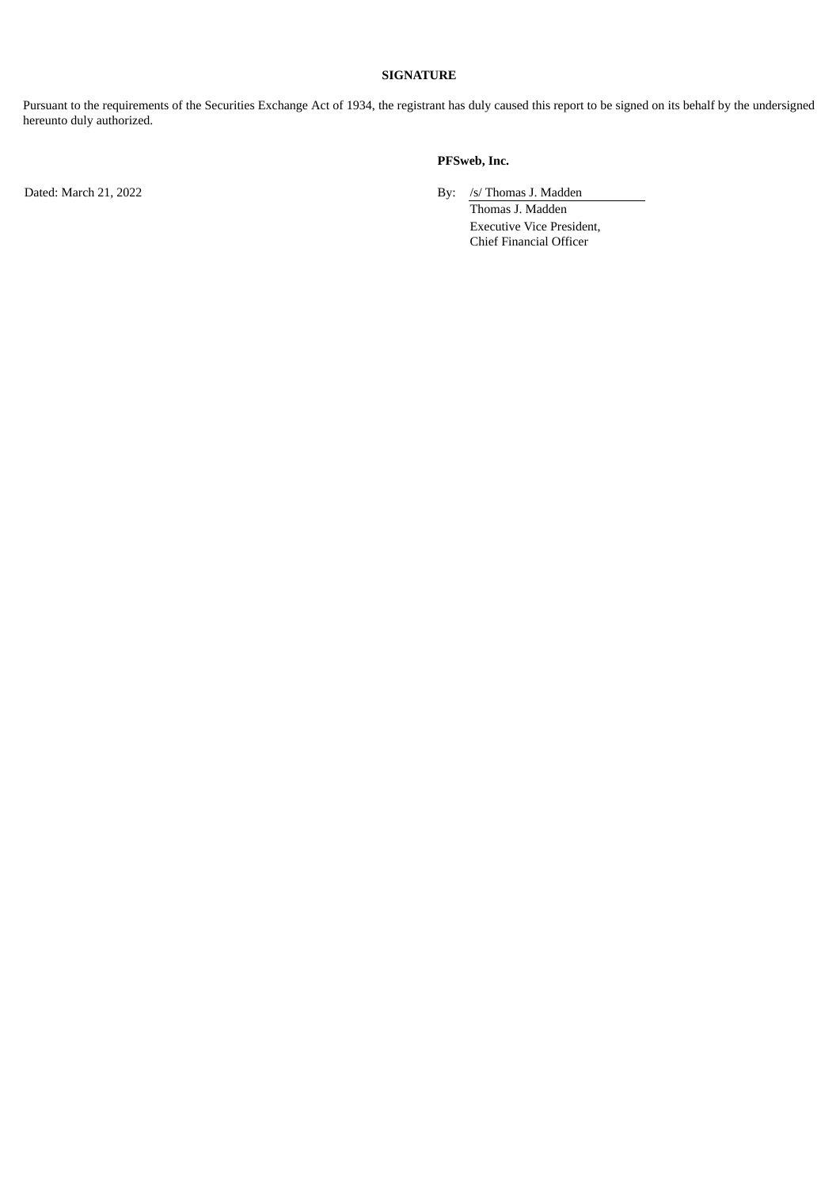**SIGNATURE**

Pursuant to the requirements of the Securities Exchange Act of 1934, the registrant has duly caused this report to be signed on its behalf by the undersigned hereunto duly authorized.

**PFSweb, Inc.**

Dated: March 21, 2022

By: /s/ Thomas J. Madden

Thomas J. Madden
Executive Vice President,
Chief Financial Officer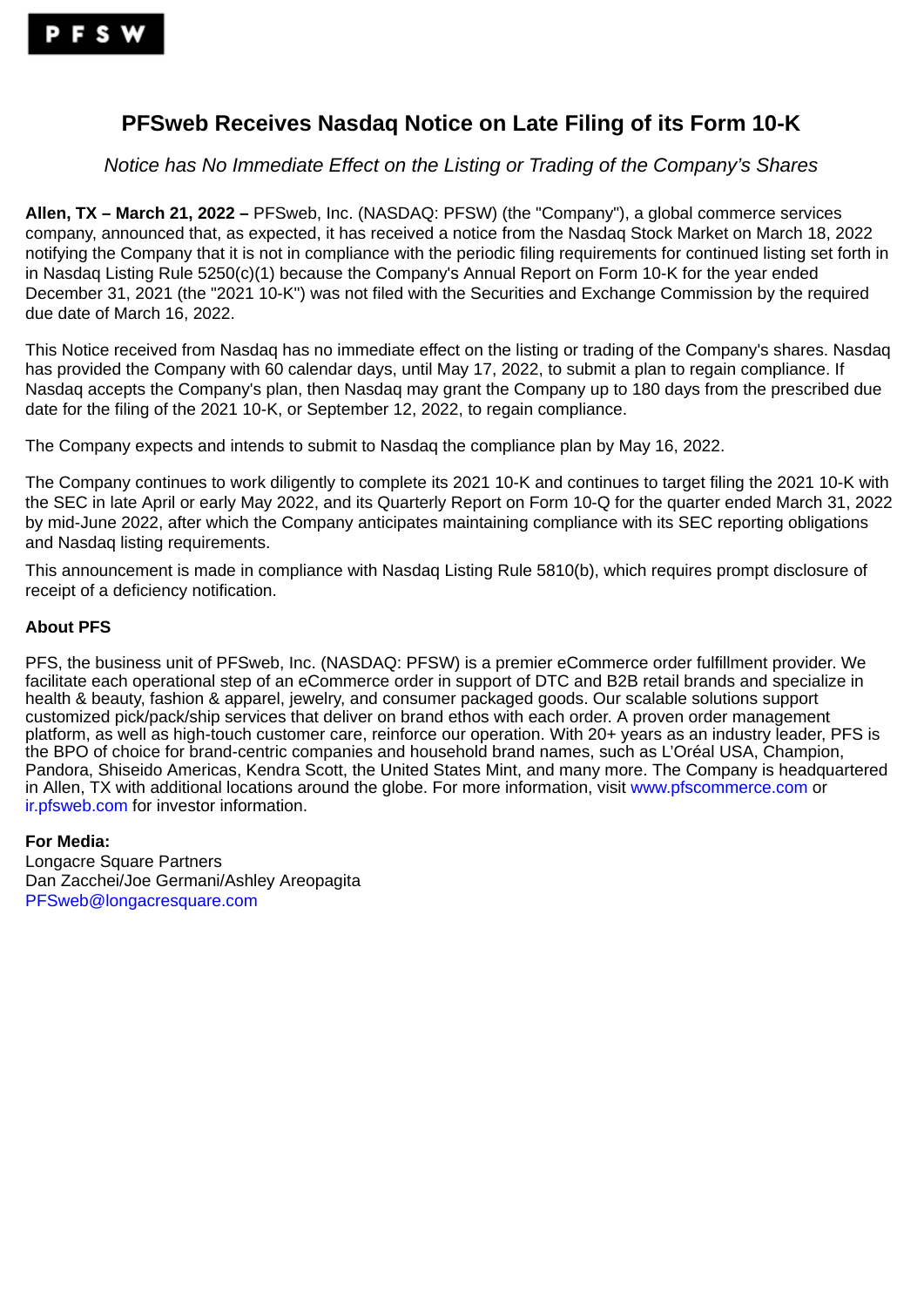PFSW

# PFSweb Receives Nasdaq Notice on Late Filing of its Form 10-K

*Notice has No Immediate Effect on the Listing or Trading of the Company's Shares*

**Allen, TX – March 21, 2022 –** PFSweb, Inc. (NASDAQ: PFSW) (the "Company"), a global commerce services company, announced that, as expected, it has received a notice from the Nasdaq Stock Market on March 18, 2022 notifying the Company that it is not in compliance with the periodic filing requirements for continued listing set forth in in Nasdaq Listing Rule 5250(c)(1) because the Company's Annual Report on Form 10-K for the year ended December 31, 2021 (the "2021 10-K") was not filed with the Securities and Exchange Commission by the required due date of March 16, 2022.

This Notice received from Nasdaq has no immediate effect on the listing or trading of the Company's shares. Nasdaq has provided the Company with 60 calendar days, until May 17, 2022, to submit a plan to regain compliance. If Nasdaq accepts the Company's plan, then Nasdaq may grant the Company up to 180 days from the prescribed due date for the filing of the 2021 10-K, or September 12, 2022, to regain compliance.

The Company expects and intends to submit to Nasdaq the compliance plan by May 16, 2022.

The Company continues to work diligently to complete its 2021 10-K and continues to target filing the 2021 10-K with the SEC in late April or early May 2022, and its Quarterly Report on Form 10-Q for the quarter ended March 31, 2022 by mid-June 2022, after which the Company anticipates maintaining compliance with its SEC reporting obligations and Nasdaq listing requirements.

This announcement is made in compliance with Nasdaq Listing Rule 5810(b), which requires prompt disclosure of receipt of a deficiency notification.

**About PFS**

PFS, the business unit of PFSweb, Inc. (NASDAQ: PFSW) is a premier eCommerce order fulfillment provider. We facilitate each operational step of an eCommerce order in support of DTC and B2B retail brands and specialize in health & beauty, fashion & apparel, jewelry, and consumer packaged goods. Our scalable solutions support customized pick/pack/ship services that deliver on brand ethos with each order. A proven order management platform, as well as high-touch customer care, reinforce our operation. With 20+ years as an industry leader, PFS is the BPO of choice for brand-centric companies and household brand names, such as L'Oréal USA, Champion, Pandora, Shiseido Americas, Kendra Scott, the United States Mint, and many more. The Company is headquartered in Allen, TX with additional locations around the globe. For more information, visit www.pfscommerce.com or ir.pfsweb.com for investor information.

**For Media:**
Longacre Square Partners
Dan Zacchei/Joe Germani/Ashley Areopagita
PFSweb@longacresquare.com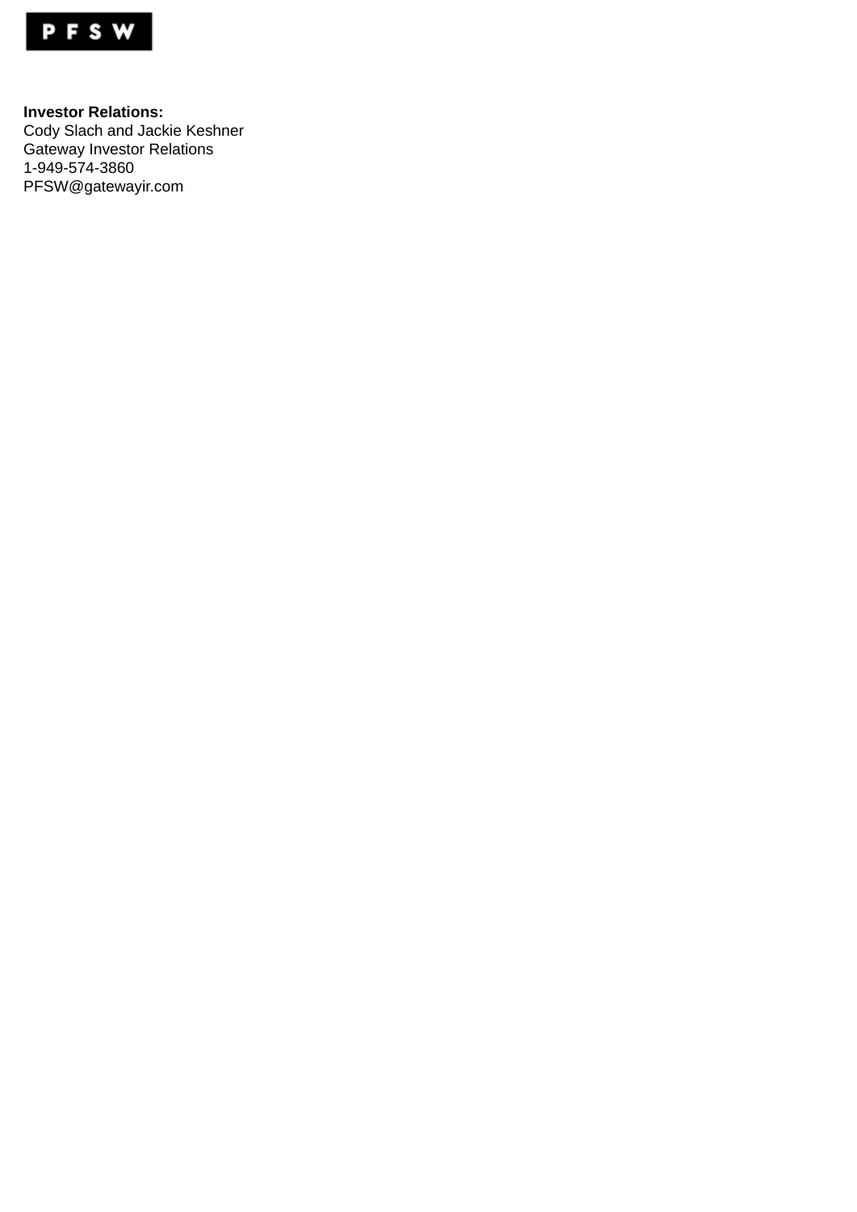PFSW

**Investor Relations:**
Cody Slach and Jackie Keshner
Gateway Investor Relations
1-949-574-3860
PFSW@gatewayir.com